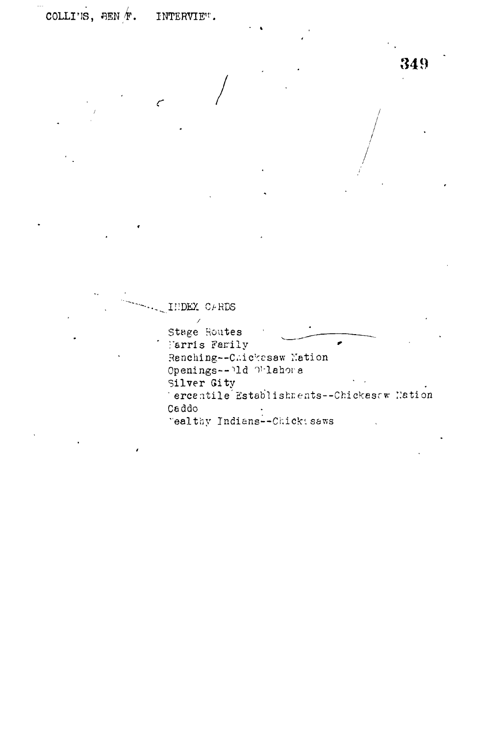COLLINS, BEN F. INTERVIEW.

INDEX CARDS

Stage Routes
Harris Family
Ranching--Chickasaw Nation
Openings--Old Oklahoma
Silver City
Mercantile Establishments--Chickasaw Nation
Caddo
Wealthy Indians--Chickasaws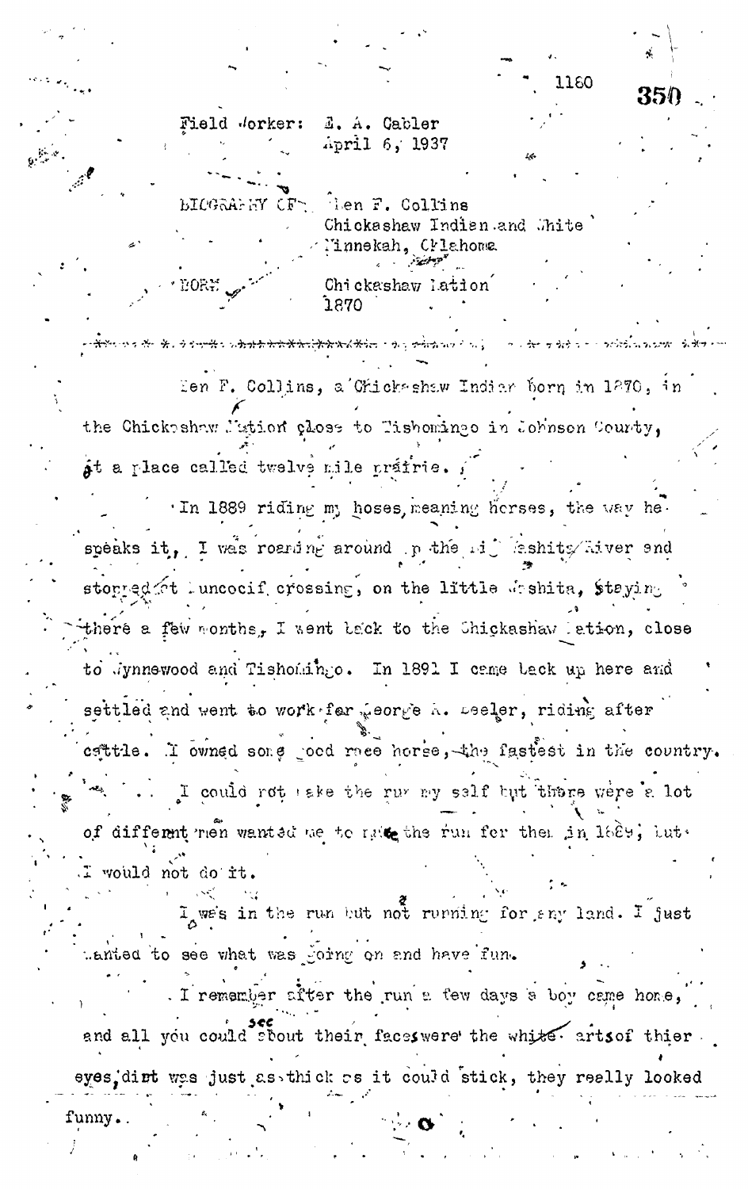Field Worker: E. A. Gabler
April 6, 1937

BIOGRAPHY OF: Ben F. Collins
Chickashaw Indian and White
Minnekah, Oklahoma

BORN: Chickashaw Nation
1870

---

Ben F. Collins, a Chickashaw Indian born in 1870, in the Chickashaw Nation close to Tishomingo in Johnson County, at a place called twelve mile prairie.

In 1889 riding my hoses, meaning horses, the way he speaks it, I was roaming around up the Big Washita River and stopped at Muncocif crossing, on the little Washita, staying there a few months, I went back to the Chickashaw Nation, close to Wynnewood and Tishomingo. In 1891 I came back up here and settled and went to work for George A. Beeler, riding after cattle. I owned some good race horse, the fastest in the country.

I could not make the run my self but there were a lot of different men wanted me to make the run for them in 1889, but I would not do it.

I was in the run but not running for any land. I just wanted to see what was going on and have fun.

I remember after the run a few days a boy came home, and all you could see about their faces were the white parts of thier eyes, dirt was just as thick as it could stick, they really looked funny.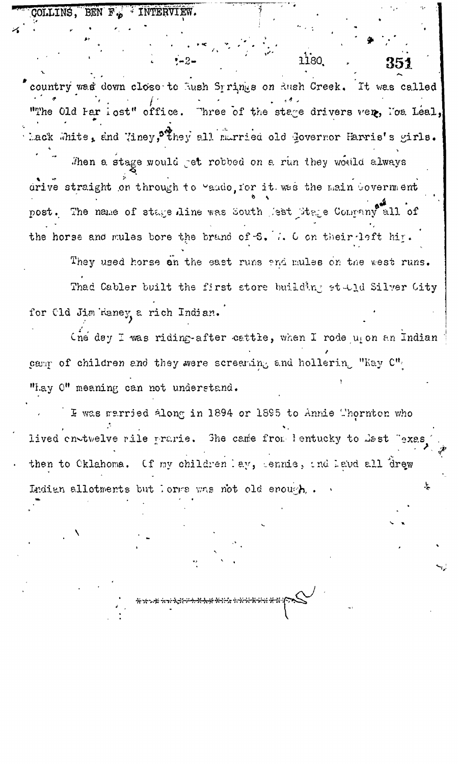country was down close to Rush Springs on Rush Creek. It was called "The Old Har Lost" office. Three of the stage drivers were, Noa Leal, Mack White, and Yiney, and they all married old Governor Harris's girls.

When a stage would get robbed on a run they would always drive straight on through to Caddo, for it was the main Government post. The name of stage line was South West Stage Company and all of the horse and mules bore the brand of S. W. C on their left hip.

They used horse on the east runs and mules on the west runs.

Thad Cabler built the first store building at Old Silver City for Old Jim Haney, a rich Indian.

One day I was riding after cattle, when I rode upon an Indian camp of children and they were screaming and hollering "Kay C". "Kay C" meaning can not understand.

I was married along in 1894 or 1895 to Annie Thornton who lived on twelve mile prarie. She came from Kentucky to East Texas, then to Oklahoma. Of my children May, Jennie, and Maud all drew Indian allotments but Lorna was not old enough.

\*\*\*\*\*\*\*\*\*\*\*\*\*\*\*\*\*\*\*\*\*\*\*\*